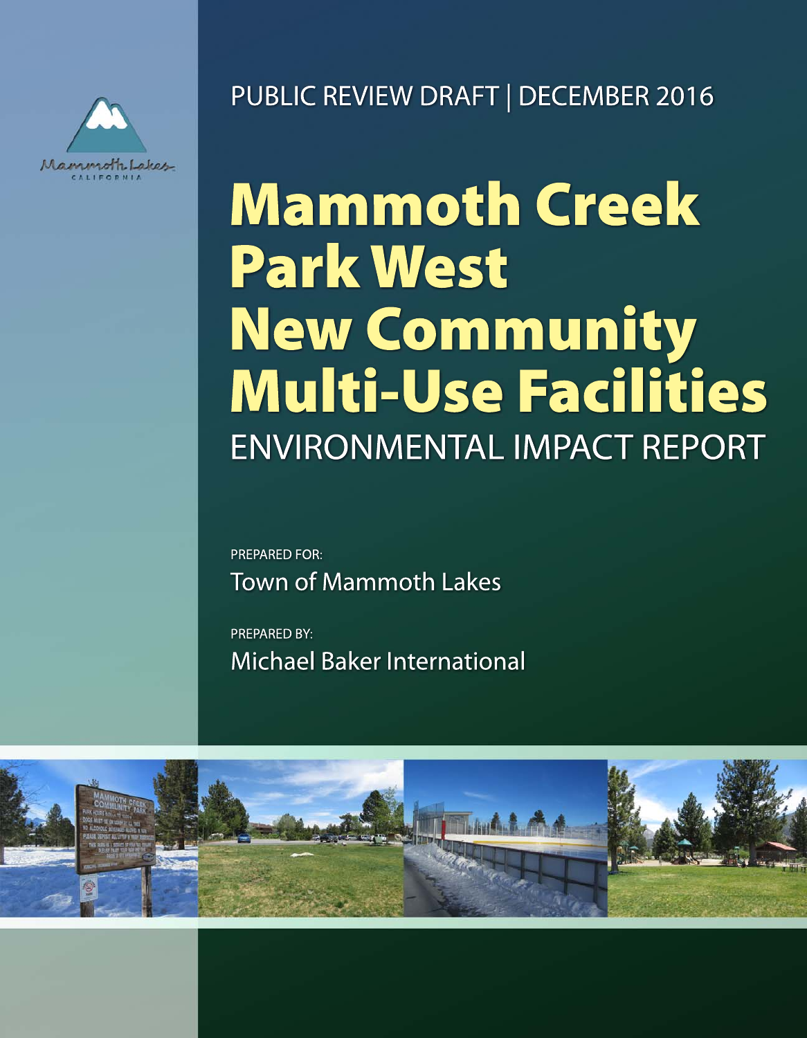Mammoth Lakes
CALIFORNIA

PUBLIC REVIEW DRAFT | DECEMBER 2016

# Mammoth Creek Park West New Community Multi-Use Facilities

## ENVIRONMENTAL IMPACT REPORT

PREPARED FOR:

Town of Mammoth Lakes

PREPARED BY:

Michael Baker International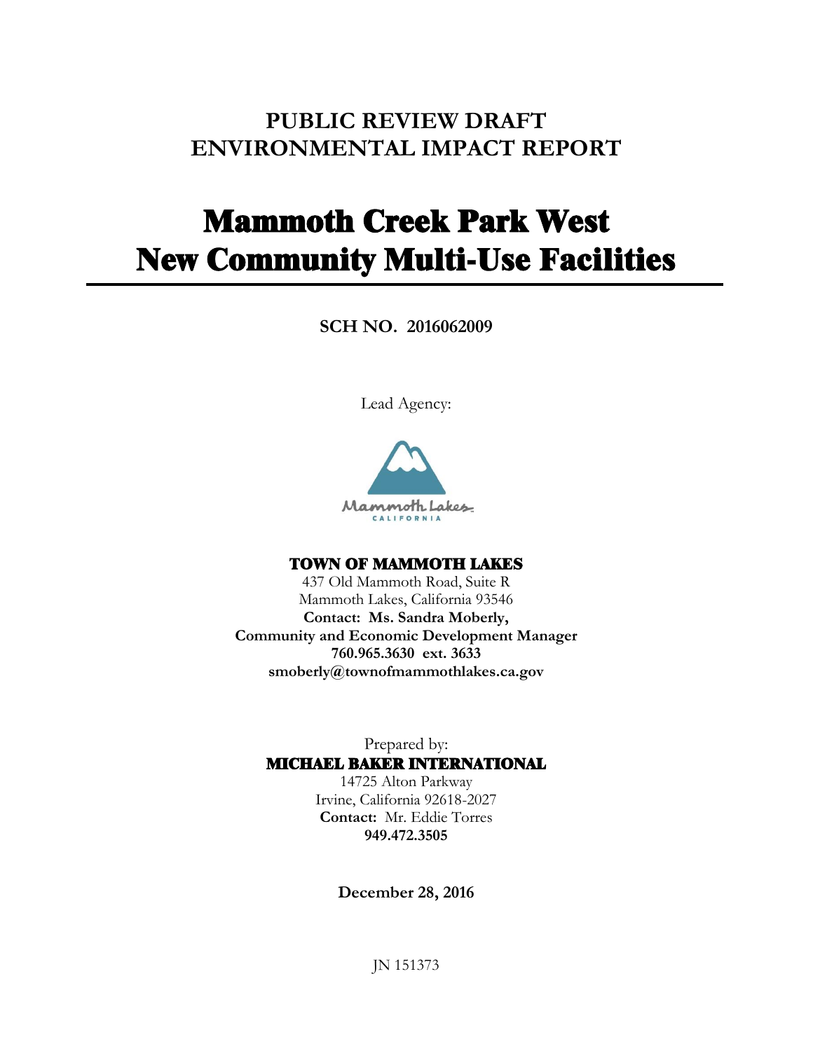# PUBLIC REVIEW DRAFT ENVIRONMENTAL IMPACT REPORT

# Mammoth Creek Park West New Community Multi-Use Facilities

**SCH NO. 2016062009**

Lead Agency:

Mammoth Lakes CALIFORNIA

**TOWN OF MAMMOTH LAKES**

437 Old Mammoth Road, Suite R
Mammoth Lakes, California 93546
**Contact: Ms. Sandra Moberly,**
**Community and Economic Development Manager**
**760.965.3630 ext. 3633**
**smoberly@townofmammothlakes.ca.gov**

Prepared by:

**MICHAEL BAKER INTERNATIONAL**

14725 Alton Parkway
Irvine, California 92618-2027
**Contact:** Mr. Eddie Torres
**949.472.3505**

**December 28, 2016**

JN 151373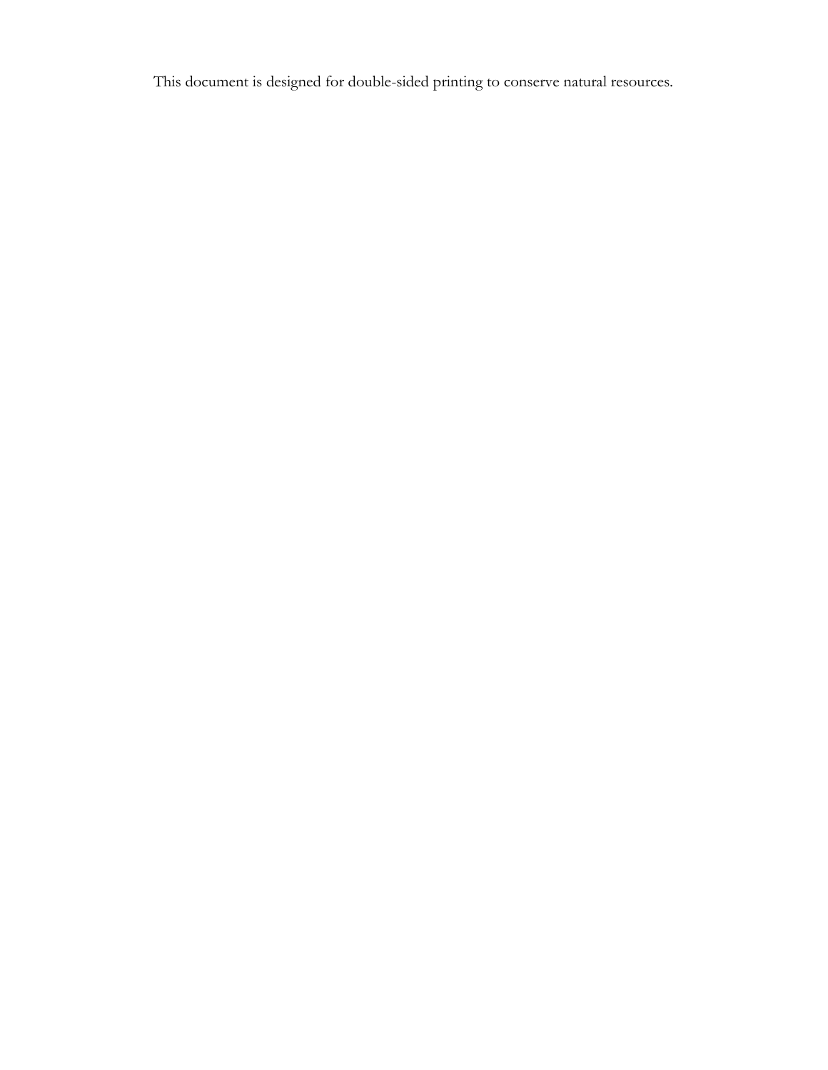This document is designed for double-sided printing to conserve natural resources.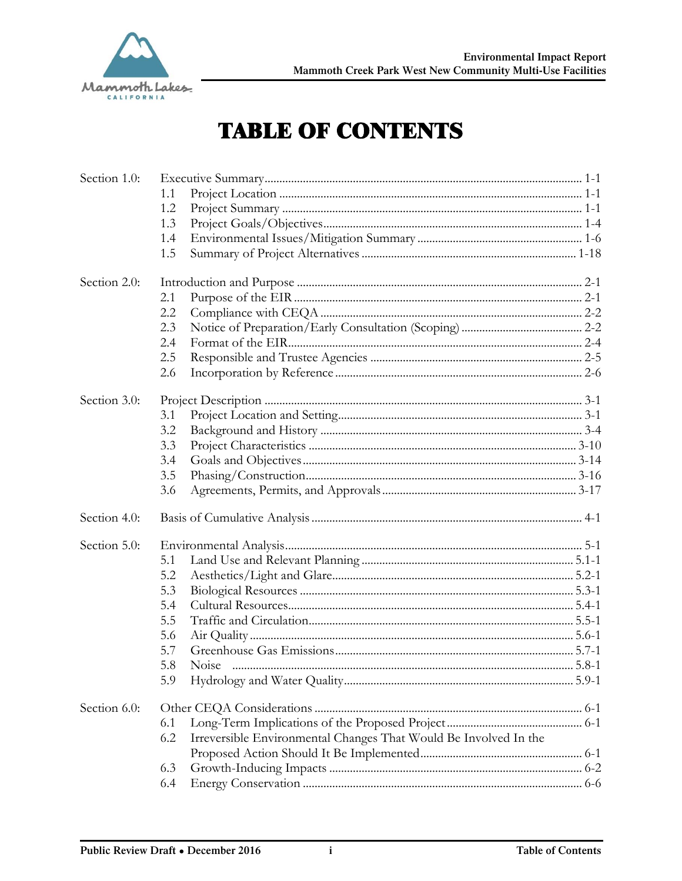# TABLE OF CONTENTS

| | | |
|---|---|---|
| Section 1.0: | Executive Summary | 1-1 |
| | 1.1 Project Location | 1-1 |
| | 1.2 Project Summary | 1-1 |
| | 1.3 Project Goals/Objectives | 1-4 |
| | 1.4 Environmental Issues/Mitigation Summary | 1-6 |
| | 1.5 Summary of Project Alternatives | 1-18 |
| Section 2.0: | Introduction and Purpose | 2-1 |
| | 2.1 Purpose of the EIR | 2-1 |
| | 2.2 Compliance with CEQA | 2-2 |
| | 2.3 Notice of Preparation/Early Consultation (Scoping) | 2-2 |
| | 2.4 Format of the EIR | 2-4 |
| | 2.5 Responsible and Trustee Agencies | 2-5 |
| | 2.6 Incorporation by Reference | 2-6 |
| Section 3.0: | Project Description | 3-1 |
| | 3.1 Project Location and Setting | 3-1 |
| | 3.2 Background and History | 3-4 |
| | 3.3 Project Characteristics | 3-10 |
| | 3.4 Goals and Objectives | 3-14 |
| | 3.5 Phasing/Construction | 3-16 |
| | 3.6 Agreements, Permits, and Approvals | 3-17 |
| Section 4.0: | Basis of Cumulative Analysis | 4-1 |
| Section 5.0: | Environmental Analysis | 5-1 |
| | 5.1 Land Use and Relevant Planning | 5.1-1 |
| | 5.2 Aesthetics/Light and Glare | 5.2-1 |
| | 5.3 Biological Resources | 5.3-1 |
| | 5.4 Cultural Resources | 5.4-1 |
| | 5.5 Traffic and Circulation | 5.5-1 |
| | 5.6 Air Quality | 5.6-1 |
| | 5.7 Greenhouse Gas Emissions | 5.7-1 |
| | 5.8 Noise | 5.8-1 |
| | 5.9 Hydrology and Water Quality | 5.9-1 |
| Section 6.0: | Other CEQA Considerations | 6-1 |
| | 6.1 Long-Term Implications of the Proposed Project | 6-1 |
| | 6.2 Irreversible Environmental Changes That Would Be Involved In the Proposed Action Should It Be Implemented | 6-1 |
| | 6.3 Growth-Inducing Impacts | 6-2 |
| | 6.4 Energy Conservation | 6-6 |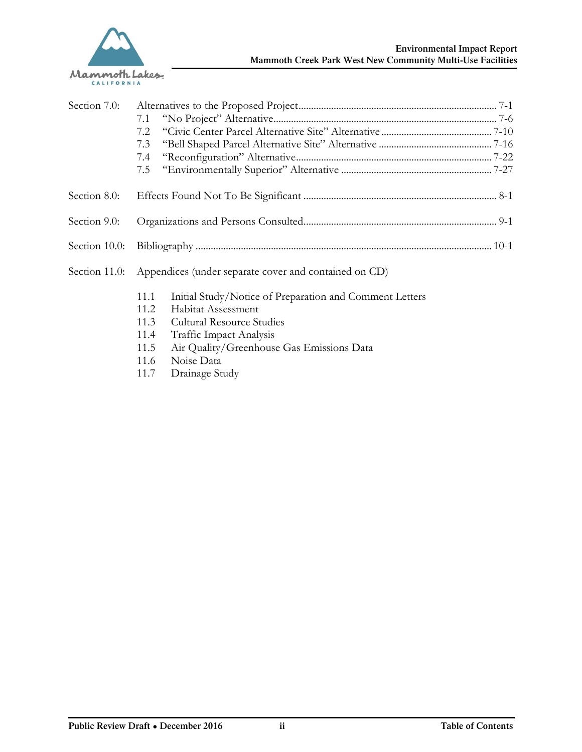| | | |
|---|---|---|
| Section 7.0: | Alternatives to the Proposed Project | 7-1 |
| | 7.1 "No Project" Alternative | 7-6 |
| | 7.2 "Civic Center Parcel Alternative Site" Alternative | 7-10 |
| | 7.3 "Bell Shaped Parcel Alternative Site" Alternative | 7-16 |
| | 7.4 "Reconfiguration" Alternative | 7-22 |
| | 7.5 "Environmentally Superior" Alternative | 7-27 |
| Section 8.0: | Effects Found Not To Be Significant | 8-1 |
| Section 9.0: | Organizations and Persons Consulted | 9-1 |
| Section 10.0: | Bibliography | 10-1 |
| Section 11.0: | Appendices (under separate cover and contained on CD) | |
| | 11.1 Initial Study/Notice of Preparation and Comment Letters | |
| | 11.2 Habitat Assessment | |
| | 11.3 Cultural Resource Studies | |
| | 11.4 Traffic Impact Analysis | |
| | 11.5 Air Quality/Greenhouse Gas Emissions Data | |
| | 11.6 Noise Data | |
| | 11.7 Drainage Study | |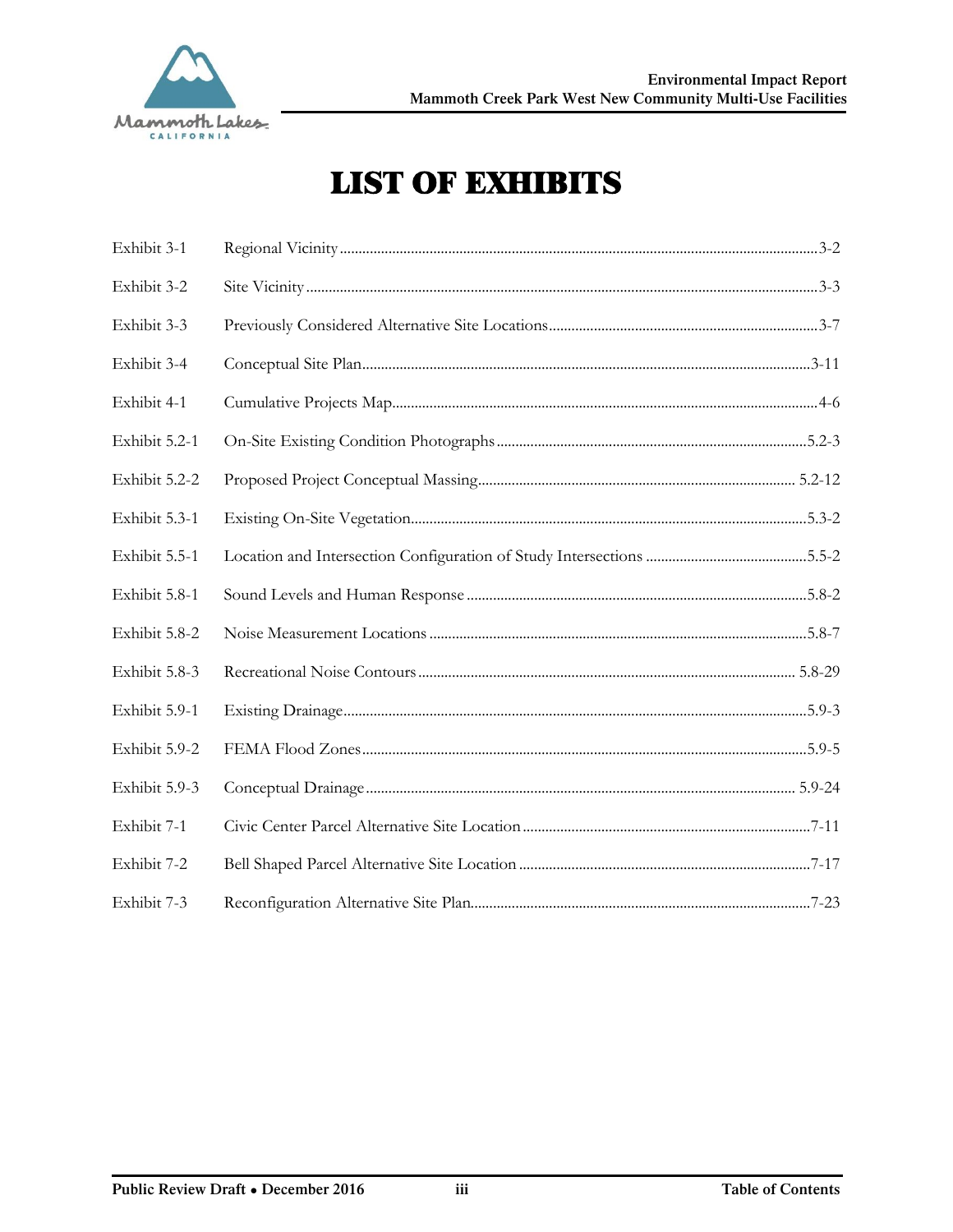# LIST OF EXHIBITS

| Exhibit | Title | Page |
|---|---|---|
| Exhibit 3-1 | Regional Vicinity | 3-2 |
| Exhibit 3-2 | Site Vicinity | 3-3 |
| Exhibit 3-3 | Previously Considered Alternative Site Locations | 3-7 |
| Exhibit 3-4 | Conceptual Site Plan | 3-11 |
| Exhibit 4-1 | Cumulative Projects Map | 4-6 |
| Exhibit 5.2-1 | On-Site Existing Condition Photographs | 5.2-3 |
| Exhibit 5.2-2 | Proposed Project Conceptual Massing | 5.2-12 |
| Exhibit 5.3-1 | Existing On-Site Vegetation | 5.3-2 |
| Exhibit 5.5-1 | Location and Intersection Configuration of Study Intersections | 5.5-2 |
| Exhibit 5.8-1 | Sound Levels and Human Response | 5.8-2 |
| Exhibit 5.8-2 | Noise Measurement Locations | 5.8-7 |
| Exhibit 5.8-3 | Recreational Noise Contours | 5.8-29 |
| Exhibit 5.9-1 | Existing Drainage | 5.9-3 |
| Exhibit 5.9-2 | FEMA Flood Zones | 5.9-5 |
| Exhibit 5.9-3 | Conceptual Drainage | 5.9-24 |
| Exhibit 7-1 | Civic Center Parcel Alternative Site Location | 7-11 |
| Exhibit 7-2 | Bell Shaped Parcel Alternative Site Location | 7-17 |
| Exhibit 7-3 | Reconfiguration Alternative Site Plan | 7-23 |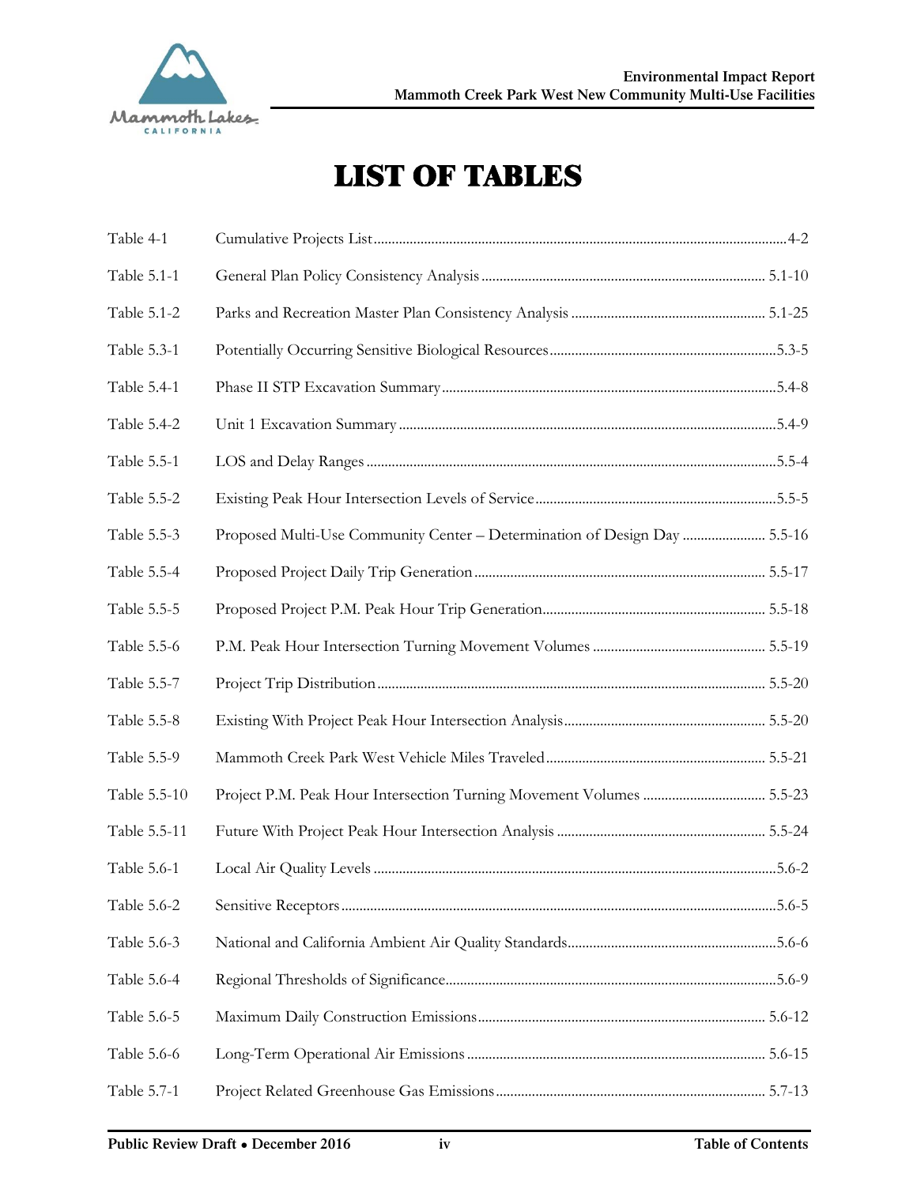# LIST OF TABLES

| Table | Title | Page |
|---|---|---|
| Table 4-1 | Cumulative Projects List | 4-2 |
| Table 5.1-1 | General Plan Policy Consistency Analysis | 5.1-10 |
| Table 5.1-2 | Parks and Recreation Master Plan Consistency Analysis | 5.1-25 |
| Table 5.3-1 | Potentially Occurring Sensitive Biological Resources | 5.3-5 |
| Table 5.4-1 | Phase II STP Excavation Summary | 5.4-8 |
| Table 5.4-2 | Unit 1 Excavation Summary | 5.4-9 |
| Table 5.5-1 | LOS and Delay Ranges | 5.5-4 |
| Table 5.5-2 | Existing Peak Hour Intersection Levels of Service | 5.5-5 |
| Table 5.5-3 | Proposed Multi-Use Community Center – Determination of Design Day | 5.5-16 |
| Table 5.5-4 | Proposed Project Daily Trip Generation | 5.5-17 |
| Table 5.5-5 | Proposed Project P.M. Peak Hour Trip Generation | 5.5-18 |
| Table 5.5-6 | P.M. Peak Hour Intersection Turning Movement Volumes | 5.5-19 |
| Table 5.5-7 | Project Trip Distribution | 5.5-20 |
| Table 5.5-8 | Existing With Project Peak Hour Intersection Analysis | 5.5-20 |
| Table 5.5-9 | Mammoth Creek Park West Vehicle Miles Traveled | 5.5-21 |
| Table 5.5-10 | Project P.M. Peak Hour Intersection Turning Movement Volumes | 5.5-23 |
| Table 5.5-11 | Future With Project Peak Hour Intersection Analysis | 5.5-24 |
| Table 5.6-1 | Local Air Quality Levels | 5.6-2 |
| Table 5.6-2 | Sensitive Receptors | 5.6-5 |
| Table 5.6-3 | National and California Ambient Air Quality Standards | 5.6-6 |
| Table 5.6-4 | Regional Thresholds of Significance | 5.6-9 |
| Table 5.6-5 | Maximum Daily Construction Emissions | 5.6-12 |
| Table 5.6-6 | Long-Term Operational Air Emissions | 5.6-15 |
| Table 5.7-1 | Project Related Greenhouse Gas Emissions | 5.7-13 |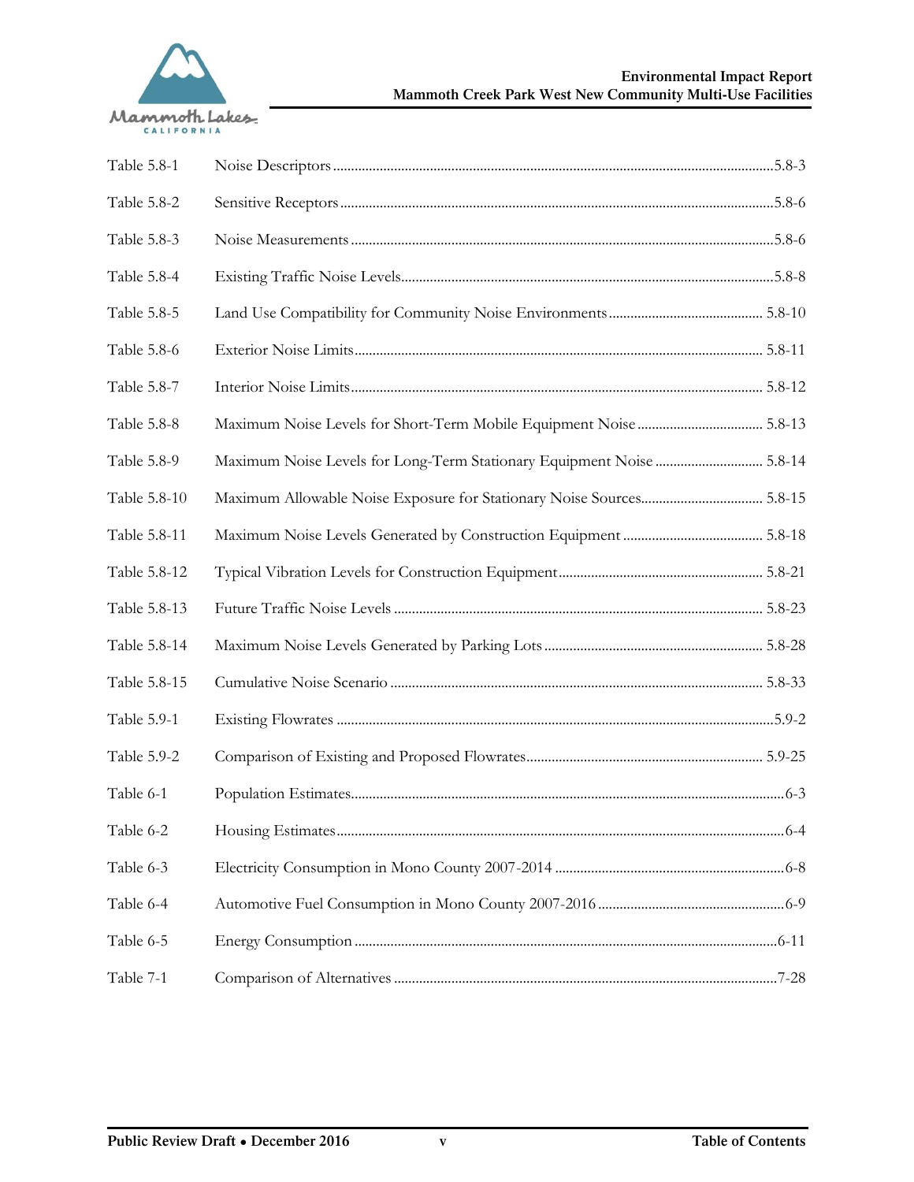| | | |
|---|---|---|
| Table 5.8-1 | Noise Descriptors | 5.8-3 |
| Table 5.8-2 | Sensitive Receptors | 5.8-6 |
| Table 5.8-3 | Noise Measurements | 5.8-6 |
| Table 5.8-4 | Existing Traffic Noise Levels | 5.8-8 |
| Table 5.8-5 | Land Use Compatibility for Community Noise Environments | 5.8-10 |
| Table 5.8-6 | Exterior Noise Limits | 5.8-11 |
| Table 5.8-7 | Interior Noise Limits | 5.8-12 |
| Table 5.8-8 | Maximum Noise Levels for Short-Term Mobile Equipment Noise | 5.8-13 |
| Table 5.8-9 | Maximum Noise Levels for Long-Term Stationary Equipment Noise | 5.8-14 |
| Table 5.8-10 | Maximum Allowable Noise Exposure for Stationary Noise Sources | 5.8-15 |
| Table 5.8-11 | Maximum Noise Levels Generated by Construction Equipment | 5.8-18 |
| Table 5.8-12 | Typical Vibration Levels for Construction Equipment | 5.8-21 |
| Table 5.8-13 | Future Traffic Noise Levels | 5.8-23 |
| Table 5.8-14 | Maximum Noise Levels Generated by Parking Lots | 5.8-28 |
| Table 5.8-15 | Cumulative Noise Scenario | 5.8-33 |
| Table 5.9-1 | Existing Flowrates | 5.9-2 |
| Table 5.9-2 | Comparison of Existing and Proposed Flowrates | 5.9-25 |
| Table 6-1 | Population Estimates | 6-3 |
| Table 6-2 | Housing Estimates | 6-4 |
| Table 6-3 | Electricity Consumption in Mono County 2007-2014 | 6-8 |
| Table 6-4 | Automotive Fuel Consumption in Mono County 2007-2016 | 6-9 |
| Table 6-5 | Energy Consumption | 6-11 |
| Table 7-1 | Comparison of Alternatives | 7-28 |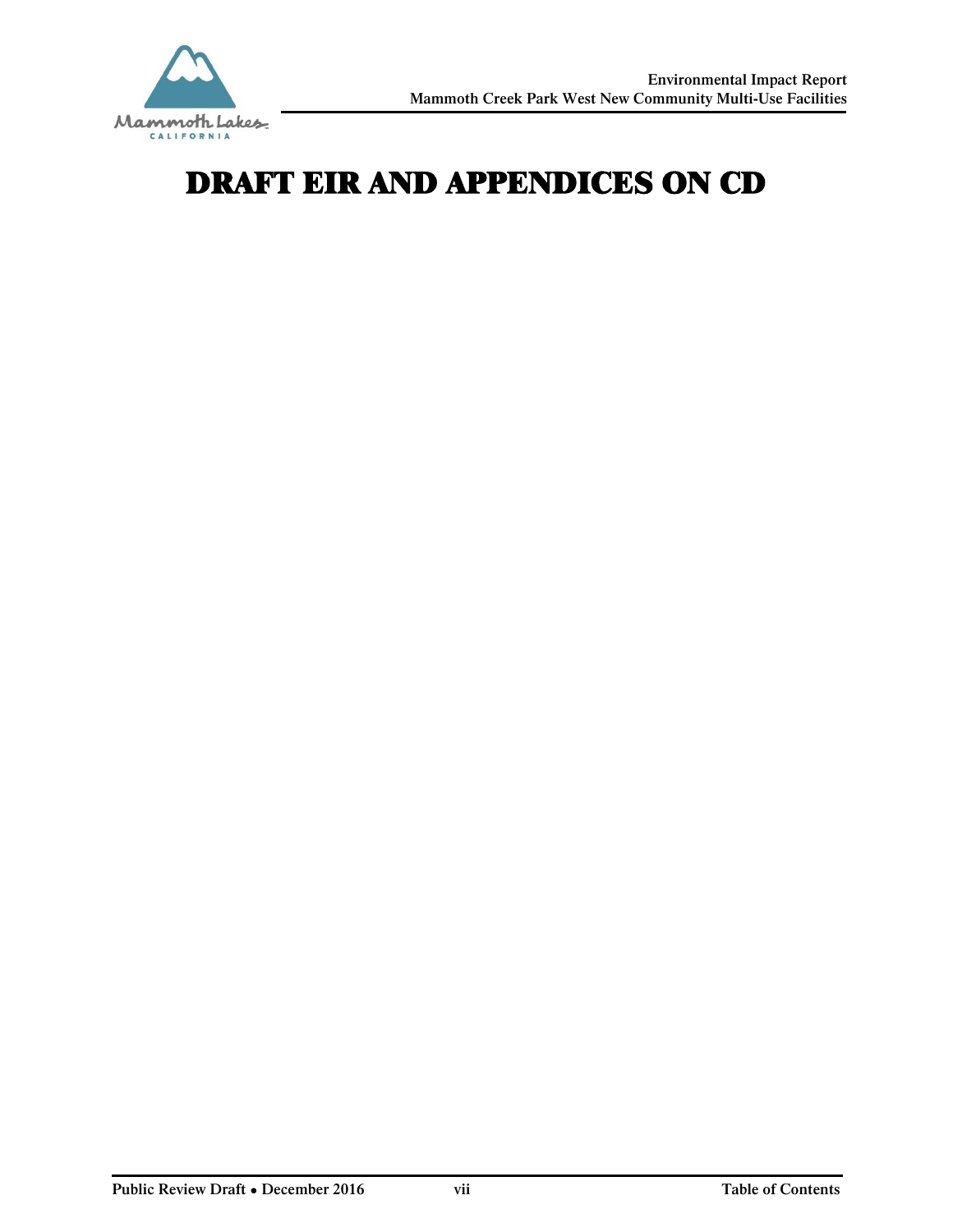# DRAFT EIR AND APPENDICES ON CD